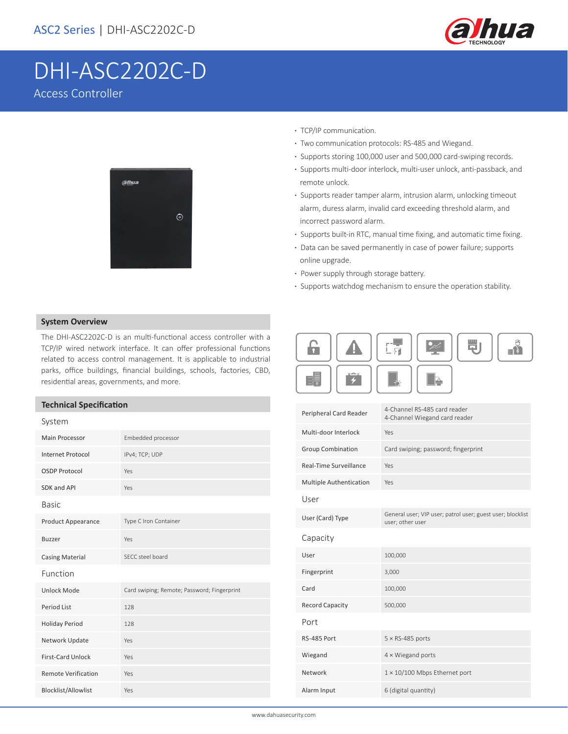# DHI-ASC2202C-D

Access Controller

- TCP/IP communication.
- Two communication protocols: RS-485 and Wiegand.
- Supports storing 100,000 user and 500,000 card-swiping records.
- Supports multi-door interlock, multi-user unlock, anti-passback, and remote unlock.
- Supports reader tamper alarm, intrusion alarm, unlocking timeout alarm, duress alarm, invalid card exceeding threshold alarm, and incorrect password alarm.
- Supports built-in RTC, manual time fixing, and automatic time fixing.
- Data can be saved permanently in case of power failure; supports online upgrade.
- Power supply through storage battery.
- Supports watchdog mechanism to ensure the operation stability.

## System Overview

The DHI-ASC2202C-D is an multi-functional access controller with a TCP/IP wired network interface. It can offer professional functions related to access control management. It is applicable to industrial parks, office buildings, financial buildings, schools, factories, CBD, residential areas, governments, and more.

## Technical Specification

### System

| | |
|---|---|
| Main Processor | Embedded processor |
| Internet Protocol | IPv4; TCP; UDP |
| OSDP Protocol | Yes |
| SDK and API | Yes |

### Basic

| | |
|---|---|
| Product Appearance | Type C Iron Container |
| Buzzer | Yes |
| Casing Material | SECC steel board |

### Function

| | |
|---|---|
| Unlock Mode | Card swiping; Remote; Password; Fingerprint |
| Period List | 128 |
| Holiday Period | 128 |
| Network Update | Yes |
| First-Card Unlock | Yes |
| Remote Verification | Yes |
| Blocklist/Allowlist | Yes |
| Peripheral Card Reader | 4-Channel RS-485 card reader<br>4-Channel Wiegand card reader |
| Multi-door Interlock | Yes |
| Group Combination | Card swiping; password; fingerprint |
| Real-Time Surveillance | Yes |
| Multiple Authentication | Yes |

### User

| | |
|---|---|
| User (Card) Type | General user; VIP user; patrol user; guest user; blocklist user; other user |

### Capacity

| | |
|---|---|
| User | 100,000 |
| Fingerprint | 3,000 |
| Card | 100,000 |
| Record Capacity | 500,000 |

### Port

| | |
|---|---|
| RS-485 Port | 5 × RS-485 ports |
| Wiegand | 4 × Wiegand ports |
| Network | 1 × 10/100 Mbps Ethernet port |
| Alarm Input | 6 (digital quantity) |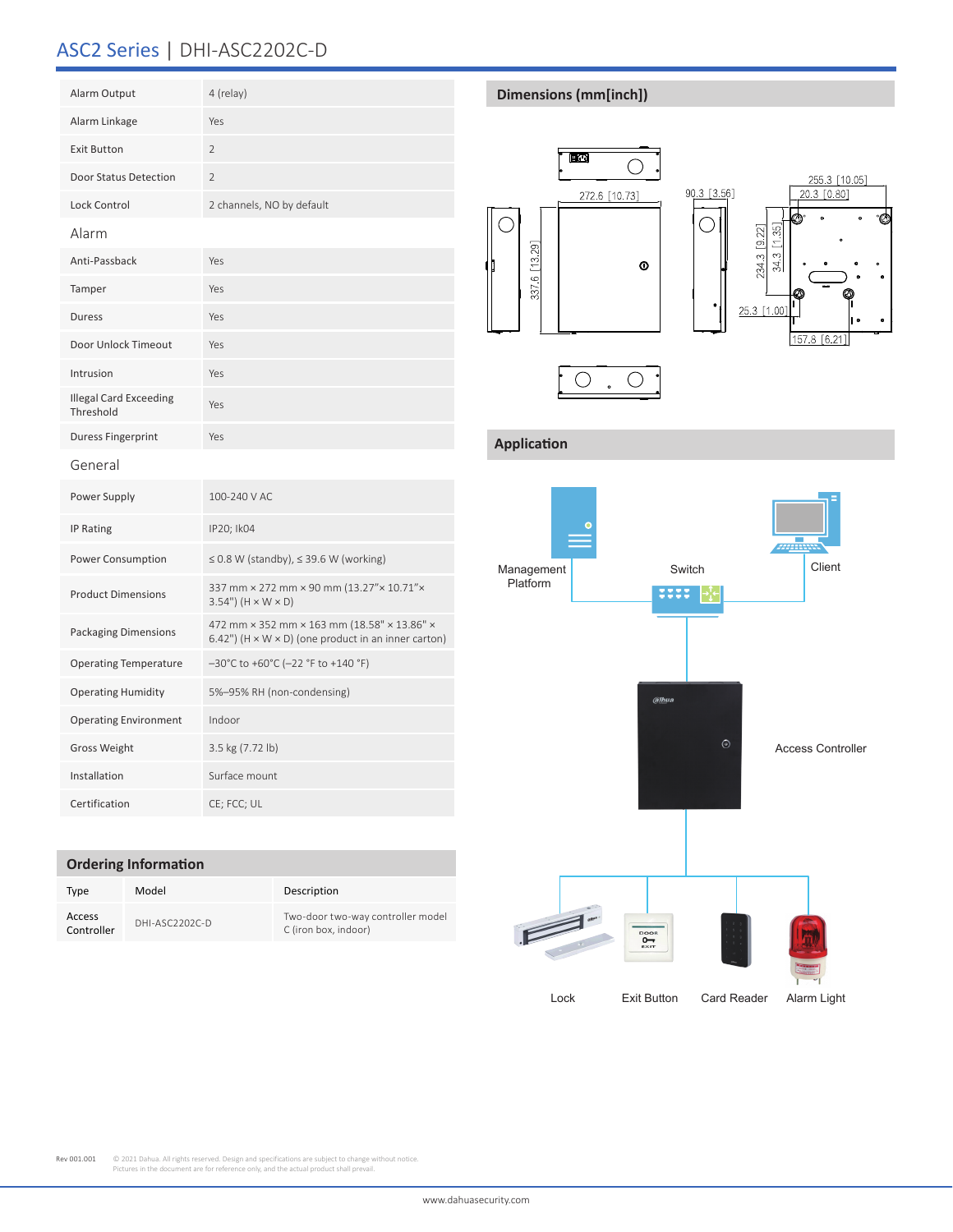## ASC2 Series | DHI-ASC2202C-D

| | |
|---|---|
| Alarm Output | 4 (relay) |
| Alarm Linkage | Yes |
| Exit Button | 2 |
| Door Status Detection | 2 |
| Lock Control | 2 channels, NO by default |

### Alarm

| | |
|---|---|
| Anti-Passback | Yes |
| Tamper | Yes |
| Duress | Yes |
| Door Unlock Timeout | Yes |
| Intrusion | Yes |
| Illegal Card Exceeding Threshold | Yes |
| Duress Fingerprint | Yes |

### General

| | |
|---|---|
| Power Supply | 100-240 V AC |
| IP Rating | IP20; IK04 |
| Power Consumption | ≤ 0.8 W (standby), ≤ 39.6 W (working) |
| Product Dimensions | 337 mm × 272 mm × 90 mm (13.27"× 10.71"× 3.54") (H × W × D) |
| Packaging Dimensions | 472 mm × 352 mm × 163 mm (18.58" × 13.86" × 6.42") (H × W × D) (one product in an inner carton) |
| Operating Temperature | –30°C to +60°C (–22 °F to +140 °F) |
| Operating Humidity | 5%–95% RH (non-condensing) |
| Operating Environment | Indoor |
| Gross Weight | 3.5 kg (7.72 lb) |
| Installation | Surface mount |
| Certification | CE; FCC; UL |

## Ordering Information

| Type | Model | Description |
|---|---|---|
| Access Controller | DHI-ASC2202C-D | Two-door two-way controller model C (iron box, indoor) |

## Dimensions (mm[inch])

272.6 [10.73]
337.6 [13.29]
90.3 [3.56]
255.3 [10.05]
20.3 [0.80]
234.3 [9.22]
34.3 [1.35]
25.3 [1.00]
157.8 [6.21]

## Application

Management Platform
Switch
Client
Access Controller
Lock
Exit Button
Card Reader
Alarm Light

Rev 001.001 © 2021 Dahua. All rights reserved. Design and specifications are subject to change without notice. Pictures in the document are for reference only, and the actual product shall prevail.